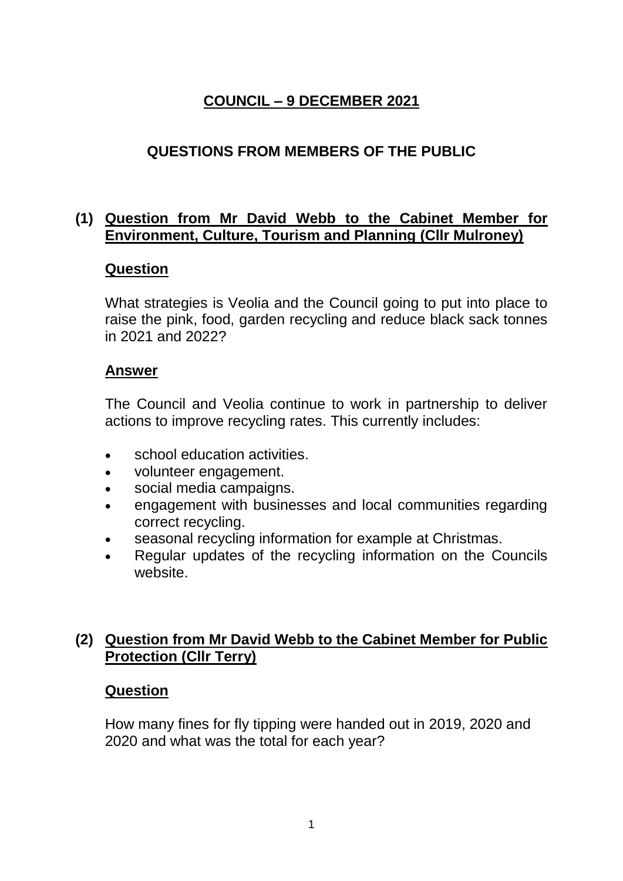# COUNCIL – 9 DECEMBER 2021

## QUESTIONS FROM MEMBERS OF THE PUBLIC

### (1) Question from Mr David Webb to the Cabinet Member for Environment, Culture, Tourism and Planning (Cllr Mulroney)

**Question**

What strategies is Veolia and the Council going to put into place to raise the pink, food, garden recycling and reduce black sack tonnes in 2021 and 2022?

**Answer**

The Council and Veolia continue to work in partnership to deliver actions to improve recycling rates. This currently includes:

- school education activities.
- volunteer engagement.
- social media campaigns.
- engagement with businesses and local communities regarding correct recycling.
- seasonal recycling information for example at Christmas.
- Regular updates of the recycling information on the Councils website.

### (2) Question from Mr David Webb to the Cabinet Member for Public Protection (Cllr Terry)

**Question**

How many fines for fly tipping were handed out in 2019, 2020 and 2020 and what was the total for each year?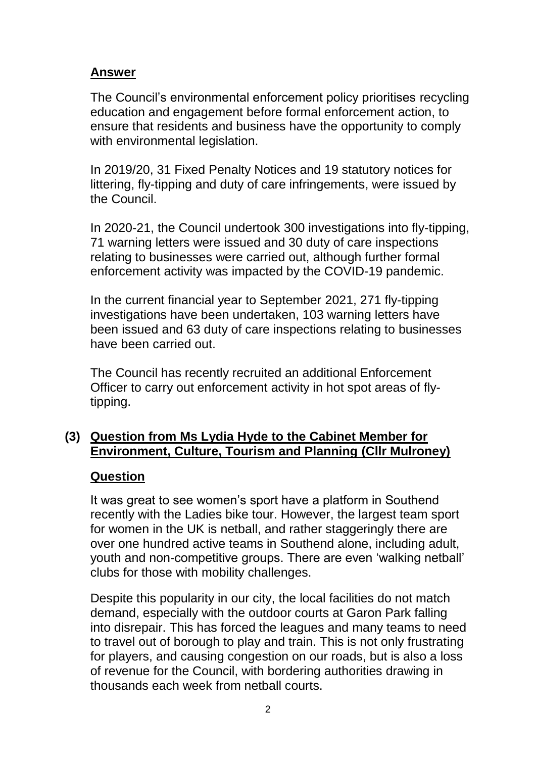## Answer

The Council's environmental enforcement policy prioritises recycling education and engagement before formal enforcement action, to ensure that residents and business have the opportunity to comply with environmental legislation.

In 2019/20, 31 Fixed Penalty Notices and 19 statutory notices for littering, fly-tipping and duty of care infringements, were issued by the Council.

In 2020-21, the Council undertook 300 investigations into fly-tipping, 71 warning letters were issued and 30 duty of care inspections relating to businesses were carried out, although further formal enforcement activity was impacted by the COVID-19 pandemic.

In the current financial year to September 2021, 271 fly-tipping investigations have been undertaken, 103 warning letters have been issued and 63 duty of care inspections relating to businesses have been carried out.

The Council has recently recruited an additional Enforcement Officer to carry out enforcement activity in hot spot areas of fly-tipping.

## (3) Question from Ms Lydia Hyde to the Cabinet Member for Environment, Culture, Tourism and Planning (Cllr Mulroney)

## Question

It was great to see women's sport have a platform in Southend recently with the Ladies bike tour. However, the largest team sport for women in the UK is netball, and rather staggeringly there are over one hundred active teams in Southend alone, including adult, youth and non-competitive groups. There are even 'walking netball' clubs for those with mobility challenges.

Despite this popularity in our city, the local facilities do not match demand, especially with the outdoor courts at Garon Park falling into disrepair. This has forced the leagues and many teams to need to travel out of borough to play and train. This is not only frustrating for players, and causing congestion on our roads, but is also a loss of revenue for the Council, with bordering authorities drawing in thousands each week from netball courts.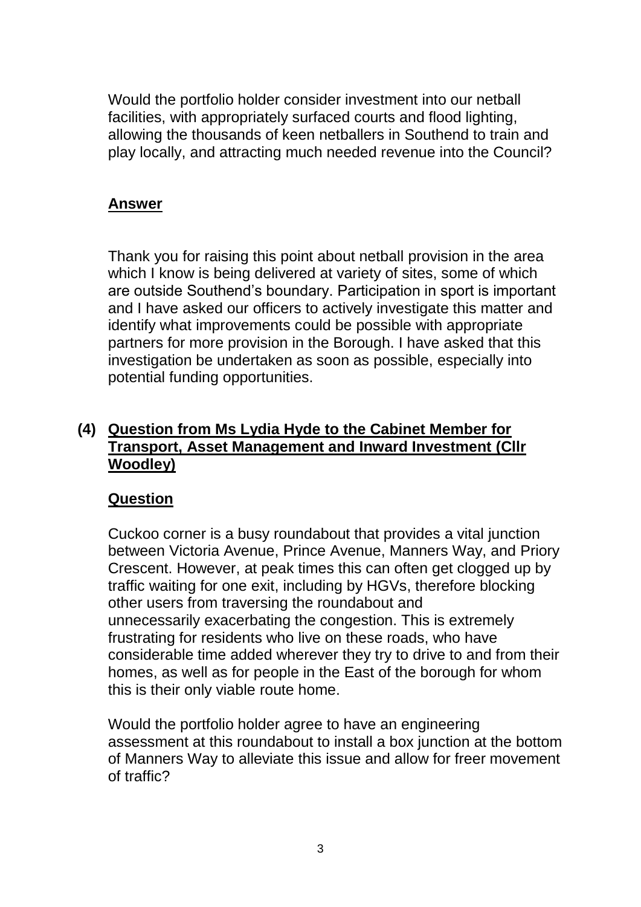Would the portfolio holder consider investment into our netball facilities, with appropriately surfaced courts and flood lighting, allowing the thousands of keen netballers in Southend to train and play locally, and attracting much needed revenue into the Council?

**Answer**

Thank you for raising this point about netball provision in the area which I know is being delivered at variety of sites, some of which are outside Southend's boundary. Participation in sport is important and I have asked our officers to actively investigate this matter and identify what improvements could be possible with appropriate partners for more provision in the Borough. I have asked that this investigation be undertaken as soon as possible, especially into potential funding opportunities.

## (4) Question from Ms Lydia Hyde to the Cabinet Member for Transport, Asset Management and Inward Investment (Cllr Woodley)

**Question**

Cuckoo corner is a busy roundabout that provides a vital junction between Victoria Avenue, Prince Avenue, Manners Way, and Priory Crescent. However, at peak times this can often get clogged up by traffic waiting for one exit, including by HGVs, therefore blocking other users from traversing the roundabout and unnecessarily exacerbating the congestion. This is extremely frustrating for residents who live on these roads, who have considerable time added wherever they try to drive to and from their homes, as well as for people in the East of the borough for whom this is their only viable route home.

Would the portfolio holder agree to have an engineering assessment at this roundabout to install a box junction at the bottom of Manners Way to alleviate this issue and allow for freer movement of traffic?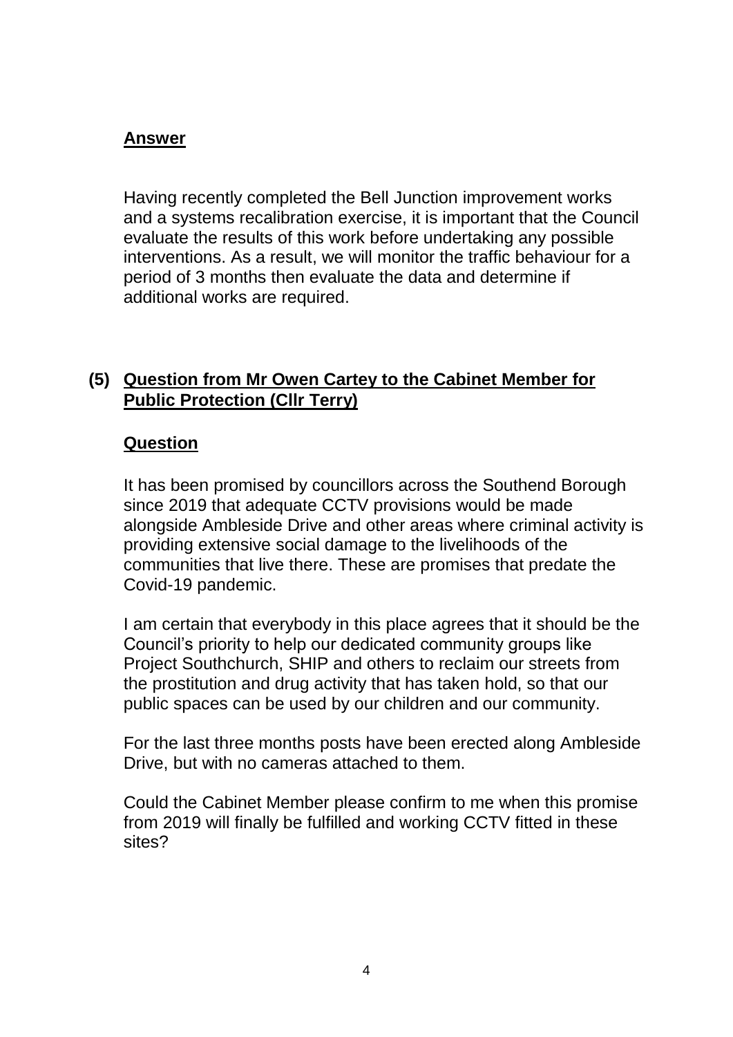**Answer**

Having recently completed the Bell Junction improvement works and a systems recalibration exercise, it is important that the Council evaluate the results of this work before undertaking any possible interventions. As a result, we will monitor the traffic behaviour for a period of 3 months then evaluate the data and determine if additional works are required.

## (5) Question from Mr Owen Cartey to the Cabinet Member for Public Protection (Cllr Terry)

**Question**

It has been promised by councillors across the Southend Borough since 2019 that adequate CCTV provisions would be made alongside Ambleside Drive and other areas where criminal activity is providing extensive social damage to the livelihoods of the communities that live there. These are promises that predate the Covid-19 pandemic.

I am certain that everybody in this place agrees that it should be the Council's priority to help our dedicated community groups like Project Southchurch, SHIP and others to reclaim our streets from the prostitution and drug activity that has taken hold, so that our public spaces can be used by our children and our community.

For the last three months posts have been erected along Ambleside Drive, but with no cameras attached to them.

Could the Cabinet Member please confirm to me when this promise from 2019 will finally be fulfilled and working CCTV fitted in these sites?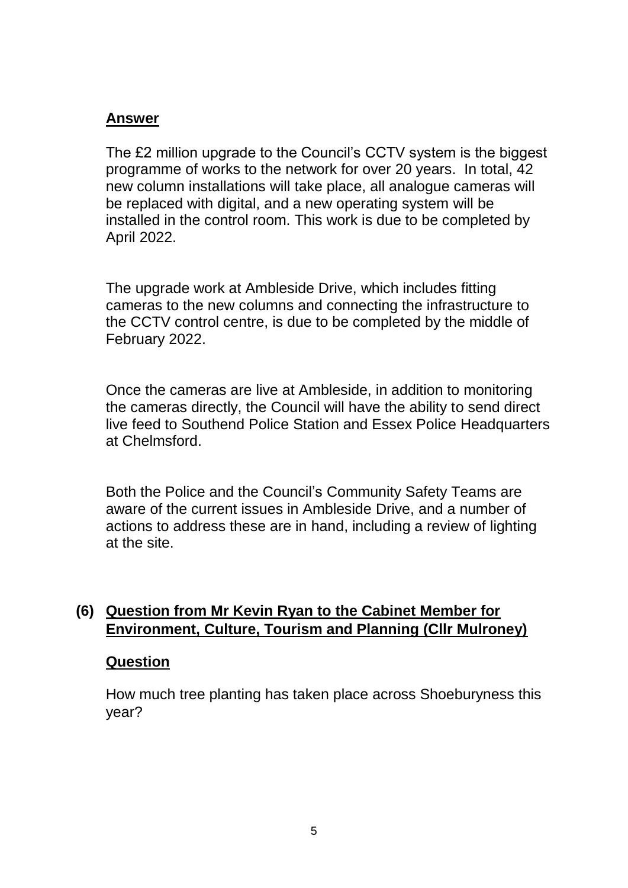**Answer**

The £2 million upgrade to the Council's CCTV system is the biggest programme of works to the network for over 20 years. In total, 42 new column installations will take place, all analogue cameras will be replaced with digital, and a new operating system will be installed in the control room. This work is due to be completed by April 2022.

The upgrade work at Ambleside Drive, which includes fitting cameras to the new columns and connecting the infrastructure to the CCTV control centre, is due to be completed by the middle of February 2022.

Once the cameras are live at Ambleside, in addition to monitoring the cameras directly, the Council will have the ability to send direct live feed to Southend Police Station and Essex Police Headquarters at Chelmsford.

Both the Police and the Council's Community Safety Teams are aware of the current issues in Ambleside Drive, and a number of actions to address these are in hand, including a review of lighting at the site.

**(6) Question from Mr Kevin Ryan to the Cabinet Member for Environment, Culture, Tourism and Planning (Cllr Mulroney)**

**Question**

How much tree planting has taken place across Shoeburyness this year?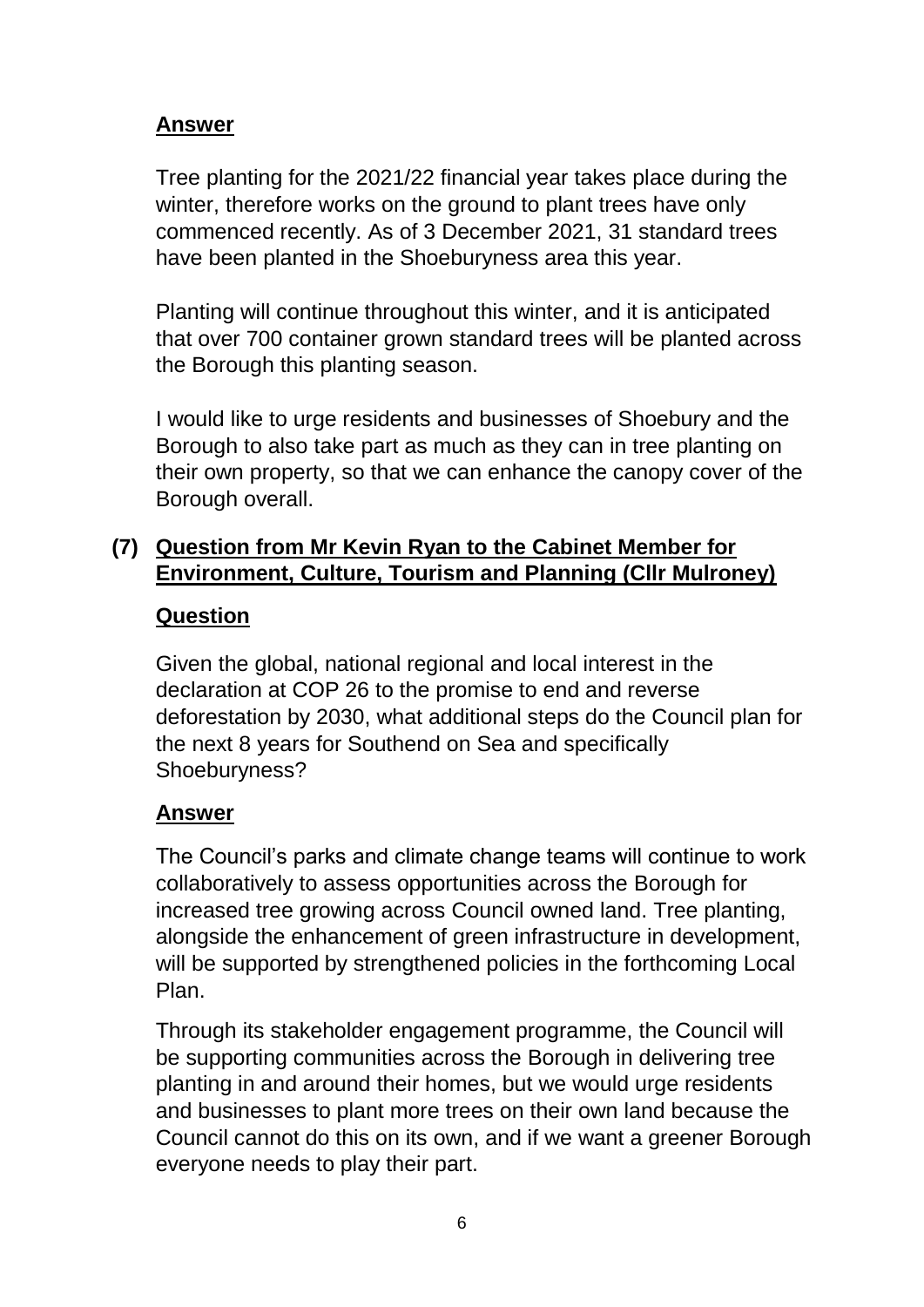**Answer**

Tree planting for the 2021/22 financial year takes place during the winter, therefore works on the ground to plant trees have only commenced recently. As of 3 December 2021, 31 standard trees have been planted in the Shoeburyness area this year.

Planting will continue throughout this winter, and it is anticipated that over 700 container grown standard trees will be planted across the Borough this planting season.

I would like to urge residents and businesses of Shoebury and the Borough to also take part as much as they can in tree planting on their own property, so that we can enhance the canopy cover of the Borough overall.

## (7) Question from Mr Kevin Ryan to the Cabinet Member for Environment, Culture, Tourism and Planning (Cllr Mulroney)

**Question**

Given the global, national regional and local interest in the declaration at COP 26 to the promise to end and reverse deforestation by 2030, what additional steps do the Council plan for the next 8 years for Southend on Sea and specifically Shoeburyness?

**Answer**

The Council's parks and climate change teams will continue to work collaboratively to assess opportunities across the Borough for increased tree growing across Council owned land. Tree planting, alongside the enhancement of green infrastructure in development, will be supported by strengthened policies in the forthcoming Local Plan.

Through its stakeholder engagement programme, the Council will be supporting communities across the Borough in delivering tree planting in and around their homes, but we would urge residents and businesses to plant more trees on their own land because the Council cannot do this on its own, and if we want a greener Borough everyone needs to play their part.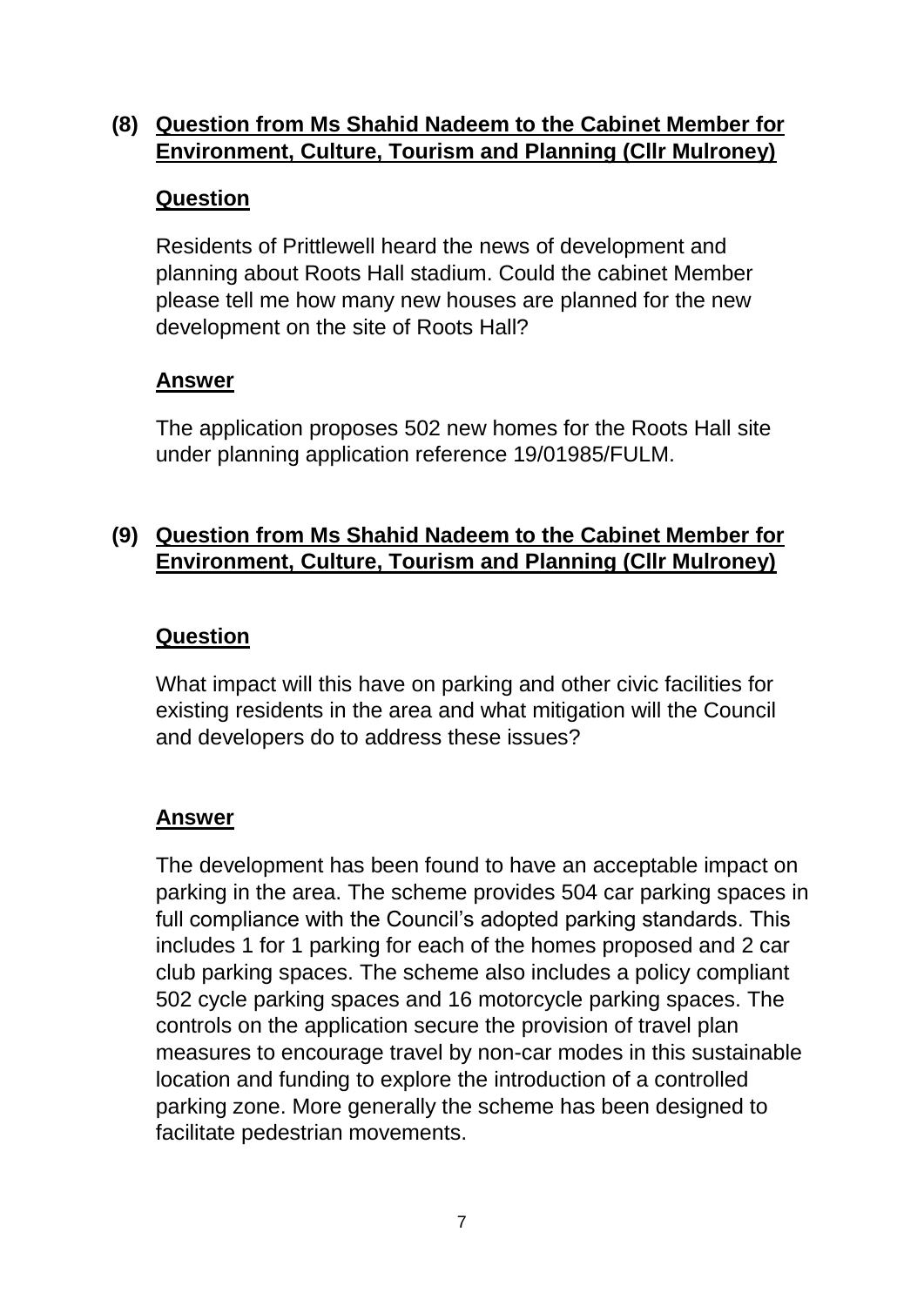**(8) <u>Question from Ms Shahid Nadeem to the Cabinet Member for Environment, Culture, Tourism and Planning (Cllr Mulroney)</u>**

**<u>Question</u>**

Residents of Prittlewell heard the news of development and planning about Roots Hall stadium. Could the cabinet Member please tell me how many new houses are planned for the new development on the site of Roots Hall?

**<u>Answer</u>**

The application proposes 502 new homes for the Roots Hall site under planning application reference 19/01985/FULM.

**(9) <u>Question from Ms Shahid Nadeem to the Cabinet Member for Environment, Culture, Tourism and Planning (Cllr Mulroney)</u>**

**<u>Question</u>**

What impact will this have on parking and other civic facilities for existing residents in the area and what mitigation will the Council and developers do to address these issues?

**<u>Answer</u>**

The development has been found to have an acceptable impact on parking in the area. The scheme provides 504 car parking spaces in full compliance with the Council's adopted parking standards. This includes 1 for 1 parking for each of the homes proposed and 2 car club parking spaces. The scheme also includes a policy compliant 502 cycle parking spaces and 16 motorcycle parking spaces. The controls on the application secure the provision of travel plan measures to encourage travel by non-car modes in this sustainable location and funding to explore the introduction of a controlled parking zone. More generally the scheme has been designed to facilitate pedestrian movements.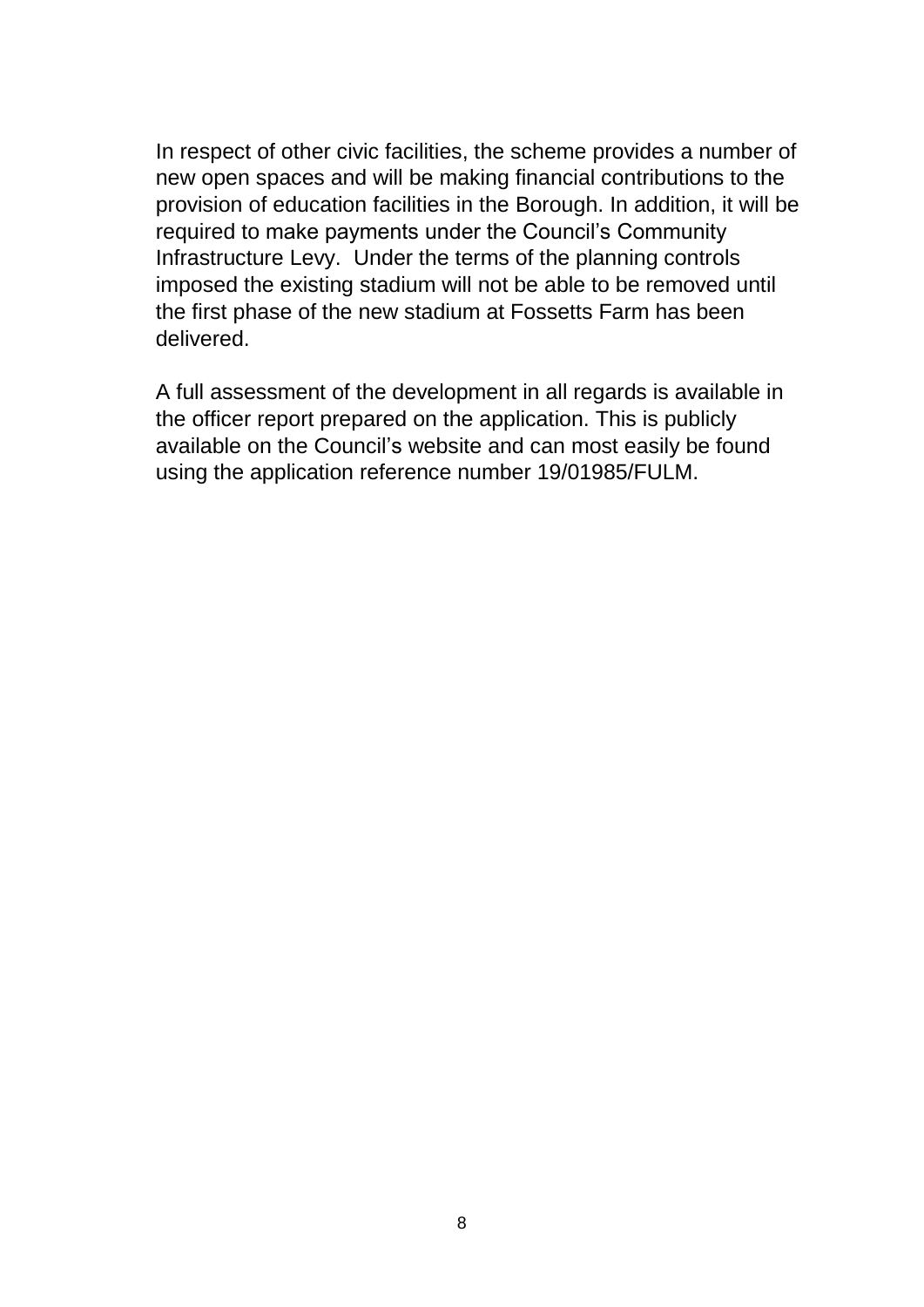In respect of other civic facilities, the scheme provides a number of new open spaces and will be making financial contributions to the provision of education facilities in the Borough. In addition, it will be required to make payments under the Council's Community Infrastructure Levy.  Under the terms of the planning controls imposed the existing stadium will not be able to be removed until the first phase of the new stadium at Fossetts Farm has been delivered.

A full assessment of the development in all regards is available in the officer report prepared on the application. This is publicly available on the Council's website and can most easily be found using the application reference number 19/01985/FULM.